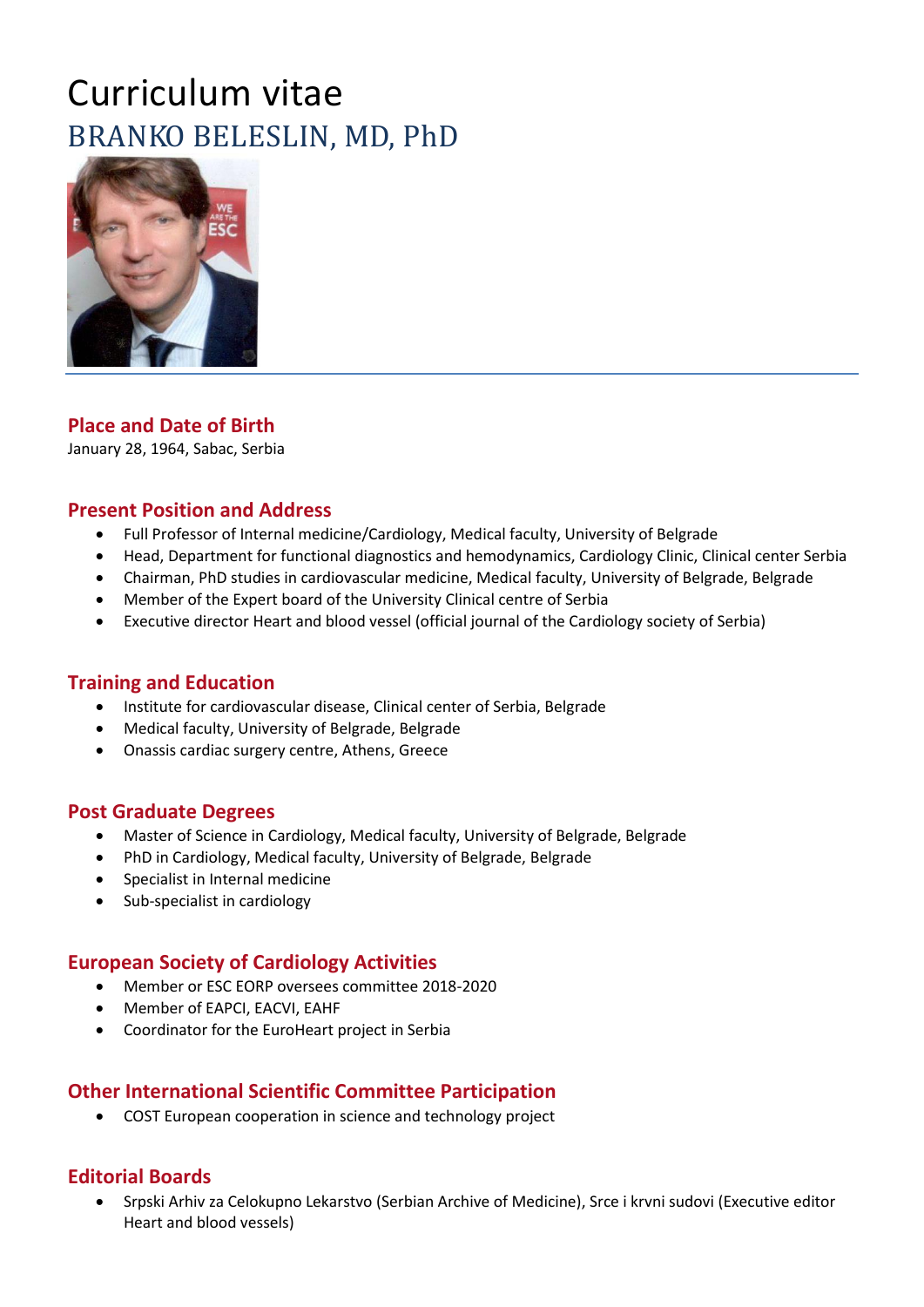# Curriculum vitae

## BRANKO BELESLIN, MD, PhD

### Place and Date of Birth

January 28, 1964, Sabac, Serbia

### Present Position and Address

- Full Professor of Internal medicine/Cardiology, Medical faculty, University of Belgrade
- Head, Department for functional diagnostics and hemodynamics, Cardiology Clinic, Clinical center Serbia
- Chairman, PhD studies in cardiovascular medicine, Medical faculty, University of Belgrade, Belgrade
- Member of the Expert board of the University Clinical centre of Serbia
- Executive director Heart and blood vessel (official journal of the Cardiology society of Serbia)

### Training and Education

- Institute for cardiovascular disease, Clinical center of Serbia, Belgrade
- Medical faculty, University of Belgrade, Belgrade
- Onassis cardiac surgery centre, Athens, Greece

### Post Graduate Degrees

- Master of Science in Cardiology, Medical faculty, University of Belgrade, Belgrade
- PhD in Cardiology, Medical faculty, University of Belgrade, Belgrade
- Specialist in Internal medicine
- Sub-specialist in cardiology

### European Society of Cardiology Activities

- Member or ESC EORP oversees committee 2018-2020
- Member of EAPCI, EACVI, EAHF
- Coordinator for the EuroHeart project in Serbia

### Other International Scientific Committee Participation

- COST European cooperation in science and technology project

### Editorial Boards

- Srpski Arhiv za Celokupno Lekarstvo (Serbian Archive of Medicine), Srce i krvni sudovi (Executive editor Heart and blood vessels)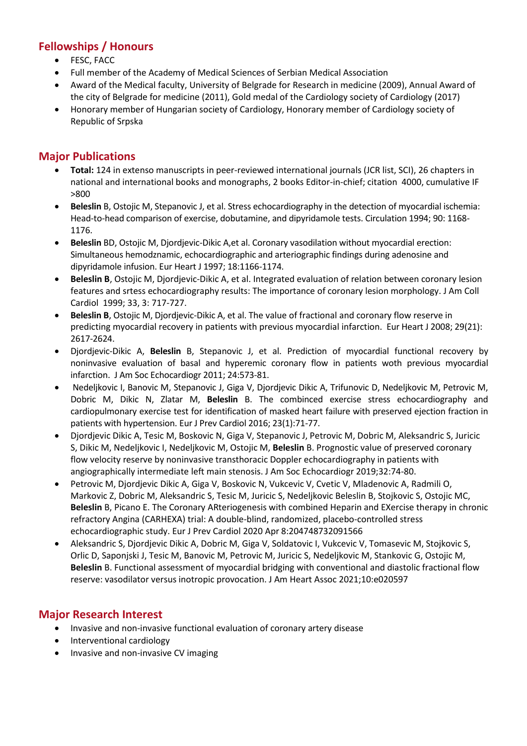## Fellowships / Honours

- FESC, FACC
- Full member of the Academy of Medical Sciences of Serbian Medical Association
- Award of the Medical faculty, University of Belgrade for Research in medicine (2009), Annual Award of the city of Belgrade for medicine (2011), Gold medal of the Cardiology society of Cardiology (2017)
- Honorary member of Hungarian society of Cardiology, Honorary member of Cardiology society of Republic of Srpska

## Major Publications

- **Total:** 124 in extenso manuscripts in peer-reviewed international journals (JCR list, SCI), 26 chapters in national and international books and monographs, 2 books Editor-in-chief; citation 4000, cumulative IF >800
- **Beleslin** B, Ostojic M, Stepanovic J, et al. Stress echocardiography in the detection of myocardial ischemia: Head-to-head comparison of exercise, dobutamine, and dipyridamole tests. Circulation 1994; 90: 1168-1176.
- **Beleslin** BD, Ostojic M, Djordjevic-Dikic A,et al. Coronary vasodilation without myocardial erection: Simultaneous hemodznamic, echocardiographic and arteriographic findings during adenosine and dipyridamole infusion. Eur Heart J 1997; 18:1166-1174.
- **Beleslin B**, Ostojic M, Djordjevic-Dikic A, et al. Integrated evaluation of relation between coronary lesion features and srtess echocardiography results: The importance of coronary lesion morphology. J Am Coll Cardiol 1999; 33, 3: 717-727.
- **Beleslin B**, Ostojic M, Djordjevic-Dikic A, et al. The value of fractional and coronary flow reserve in predicting myocardial recovery in patients with previous myocardial infarction. Eur Heart J 2008; 29(21): 2617-2624.
- Djordjevic-Dikic A, **Beleslin** B, Stepanovic J, et al. Prediction of myocardial functional recovery by noninvasive evaluation of basal and hyperemic coronary flow in patients woth previous myocardial infarction. J Am Soc Echocardiogr 2011; 24:573-81.
- Nedeljkovic I, Banovic M, Stepanovic J, Giga V, Djordjevic Dikic A, Trifunovic D, Nedeljkovic M, Petrovic M, Dobric M, Dikic N, Zlatar M, **Beleslin** B. The combinced exercise stress echocardiography and cardiopulmonary exercise test for identification of masked heart failure with preserved ejection fraction in patients with hypertension. Eur J Prev Cardiol 2016; 23(1):71-77.
- Djordjevic Dikic A, Tesic M, Boskovic N, Giga V, Stepanovic J, Petrovic M, Dobric M, Aleksandric S, Juricic S, Dikic N, Nedeljkovic I, Nedeljkovic M, Ostojic M, **Beleslin** B. Prognostic value of preserved coronary flow velocity reserve by noninvasive transthoracic Doppler echocardiography in patients with angiographically intermediate left main stenosis. J Am Soc Echocardiogr 2019;32:74-80.
- Petrovic M, Djordjevic Dikic A, Giga V, Boskovic N, Vukcevic V, Cvetic V, Mladenovic A, Radmili O, Markovic Z, Dobric M, Aleksandric S, Tesic M, Juricic S, Nedeljkovic Beleslin B, Stojkovic S, Ostojic MC, **Beleslin** B, Picano E. The Coronary ARteriogenesis with combined Heparin and EXercise therapy in chronic refractory Angina (CARHEXA) trial: A double-blind, randomized, placebo-controlled stress echocardiographic study. Eur J Prev Cardiol 2020 Apr 8:204748732091566
- Aleksandric S, Djordjevic Dikic A, Dobric M, Giga V, Soldatovic I, Vukcevic V, Tomasevic M, Stojkovic S, Orlic D, Saponjski J, Tesic M, Banovic M, Petrovic M, Juricic S, Nedeljkovic M, Stankovic G, Ostojic M, **Beleslin** B. Functional assessment of myocardial bridging with conventional and diastolic fractional flow reserve: vasodilator versus inotropic provocation. J Am Heart Assoc 2021;10:e020597

## Major Research Interest

- Invasive and non-invasive functional evaluation of coronary artery disease
- Interventional cardiology
- Invasive and non-invasive CV imaging